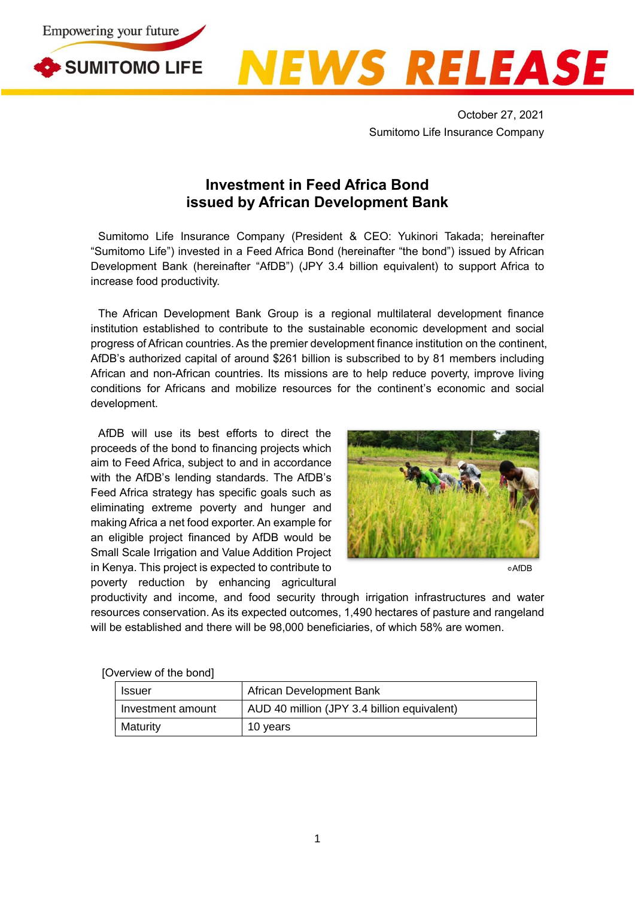Empowering your future

SUMITOMO LIFE

NEWS RELEASE

October 27, 2021
Sumitomo Life Insurance Company

# Investment in Feed Africa Bond issued by African Development Bank

Sumitomo Life Insurance Company (President & CEO: Yukinori Takada; hereinafter "Sumitomo Life") invested in a Feed Africa Bond (hereinafter "the bond") issued by African Development Bank (hereinafter "AfDB") (JPY 3.4 billion equivalent) to support Africa to increase food productivity.

The African Development Bank Group is a regional multilateral development finance institution established to contribute to the sustainable economic development and social progress of African countries. As the premier development finance institution on the continent, AfDB's authorized capital of around $261 billion is subscribed to by 81 members including African and non-African countries. Its missions are to help reduce poverty, improve living conditions for Africans and mobilize resources for the continent's economic and social development.

AfDB will use its best efforts to direct the proceeds of the bond to financing projects which aim to Feed Africa, subject to and in accordance with the AfDB's lending standards. The AfDB's Feed Africa strategy has specific goals such as eliminating extreme poverty and hunger and making Africa a net food exporter. An example for an eligible project financed by AfDB would be Small Scale Irrigation and Value Addition Project in Kenya. This project is expected to contribute to poverty reduction by enhancing agricultural productivity and income, and food security through irrigation infrastructures and water resources conservation. As its expected outcomes, 1,490 hectares of pasture and rangeland will be established and there will be 98,000 beneficiaries, of which 58% are women.

©AfDB

[Overview of the bond]

| Issuer | African Development Bank |
|---|---|
| Investment amount | AUD 40 million (JPY 3.4 billion equivalent) |
| Maturity | 10 years |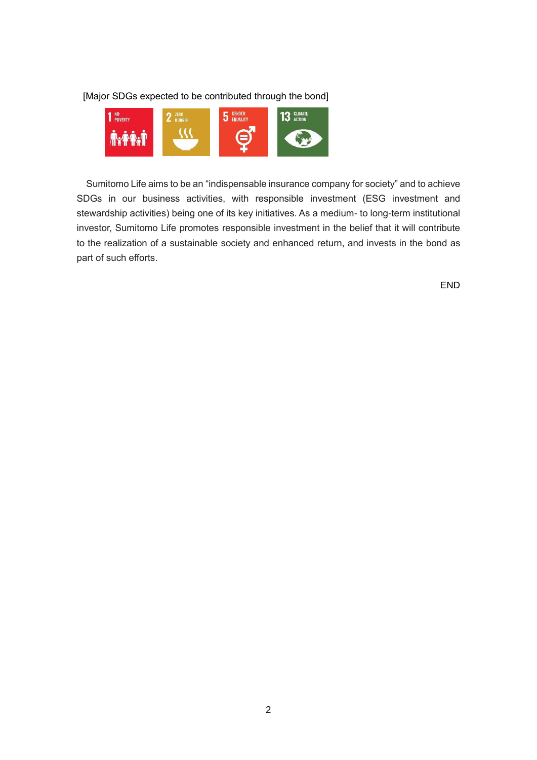[Major SDGs expected to be contributed through the bond]

1 NO POVERTY
2 ZERO HUNGER
5 GENDER EQUALITY
13 CLIMATE ACTION

Sumitomo Life aims to be an "indispensable insurance company for society" and to achieve SDGs in our business activities, with responsible investment (ESG investment and stewardship activities) being one of its key initiatives. As a medium- to long-term institutional investor, Sumitomo Life promotes responsible investment in the belief that it will contribute to the realization of a sustainable society and enhanced return, and invests in the bond as part of such efforts.

END